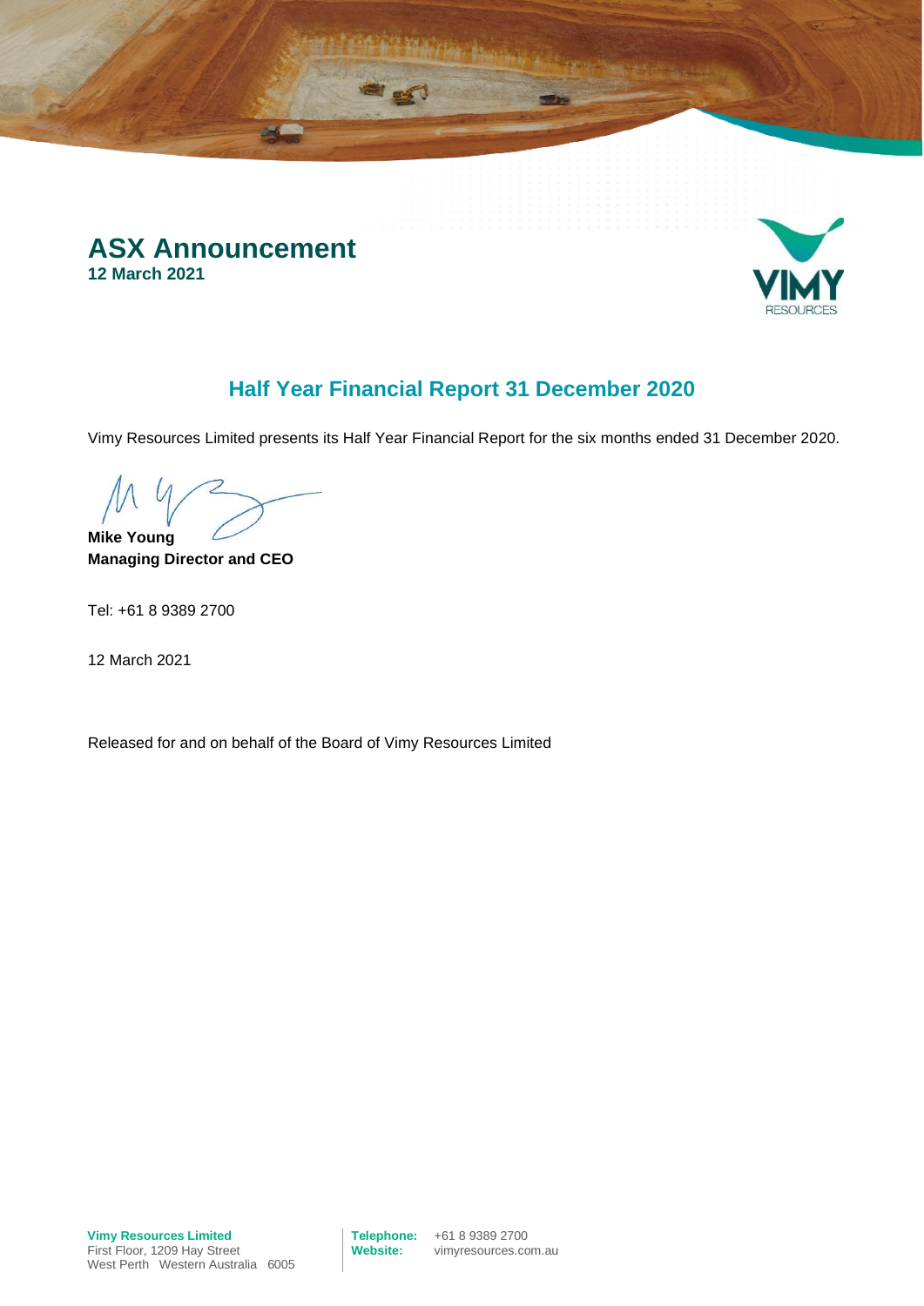# ASX Announcement

**12 March 2021**

## Half Year Financial Report 31 December 2020

Vimy Resources Limited presents its Half Year Financial Report for the six months ended 31 December 2020.

**Mike Young**
**Managing Director and CEO**

Tel: +61 8 9389 2700

12 March 2021

Released for and on behalf of the Board of Vimy Resources Limited

**Vimy Resources Limited**
First Floor, 1209 Hay Street
West Perth Western Australia 6005

**Telephone:** +61 8 9389 2700
**Website:** vimyresources.com.au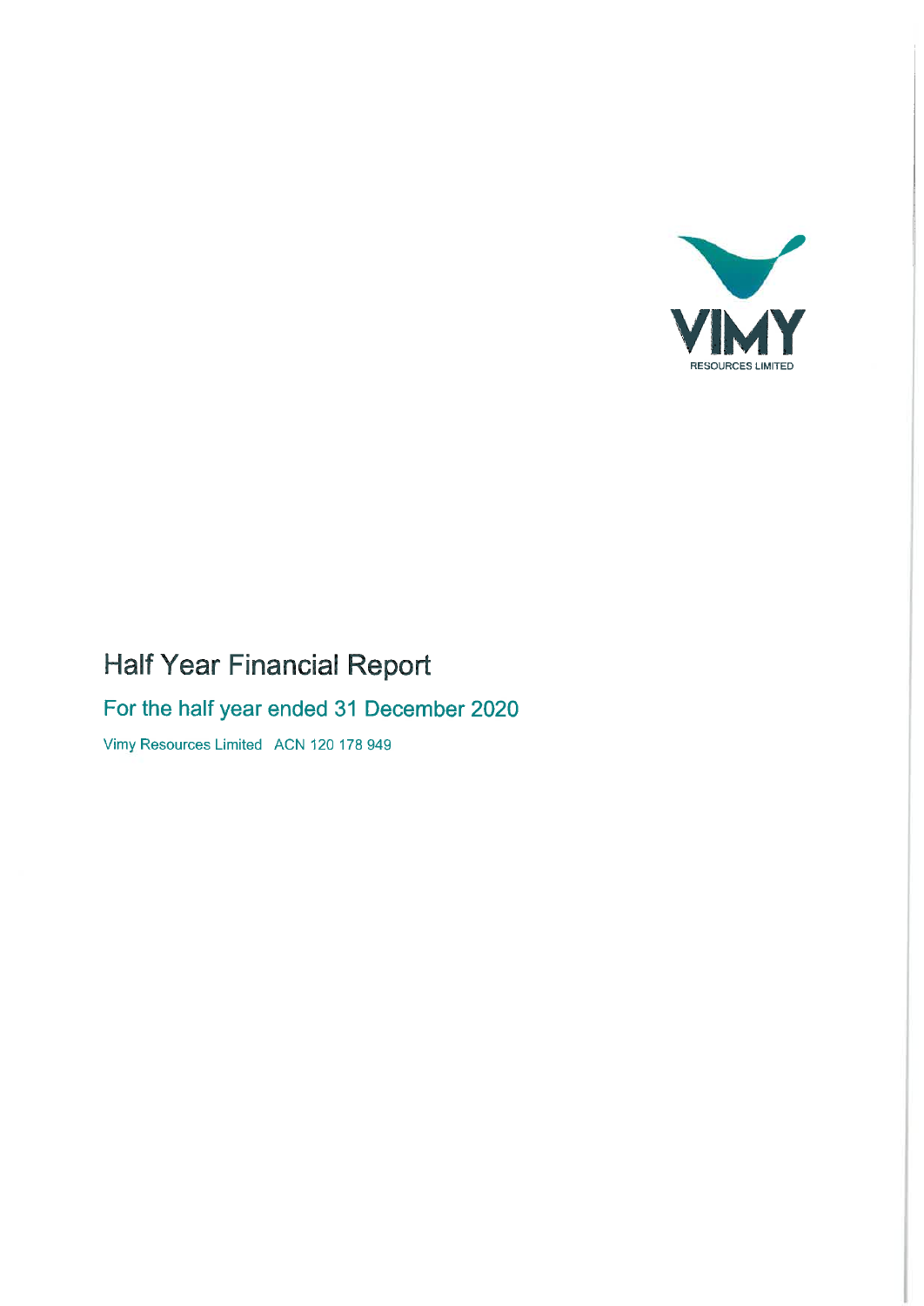VIMY

RESOURCES LIMITED

# Half Year Financial Report

## For the half year ended 31 December 2020

Vimy Resources Limited ACN 120 178 949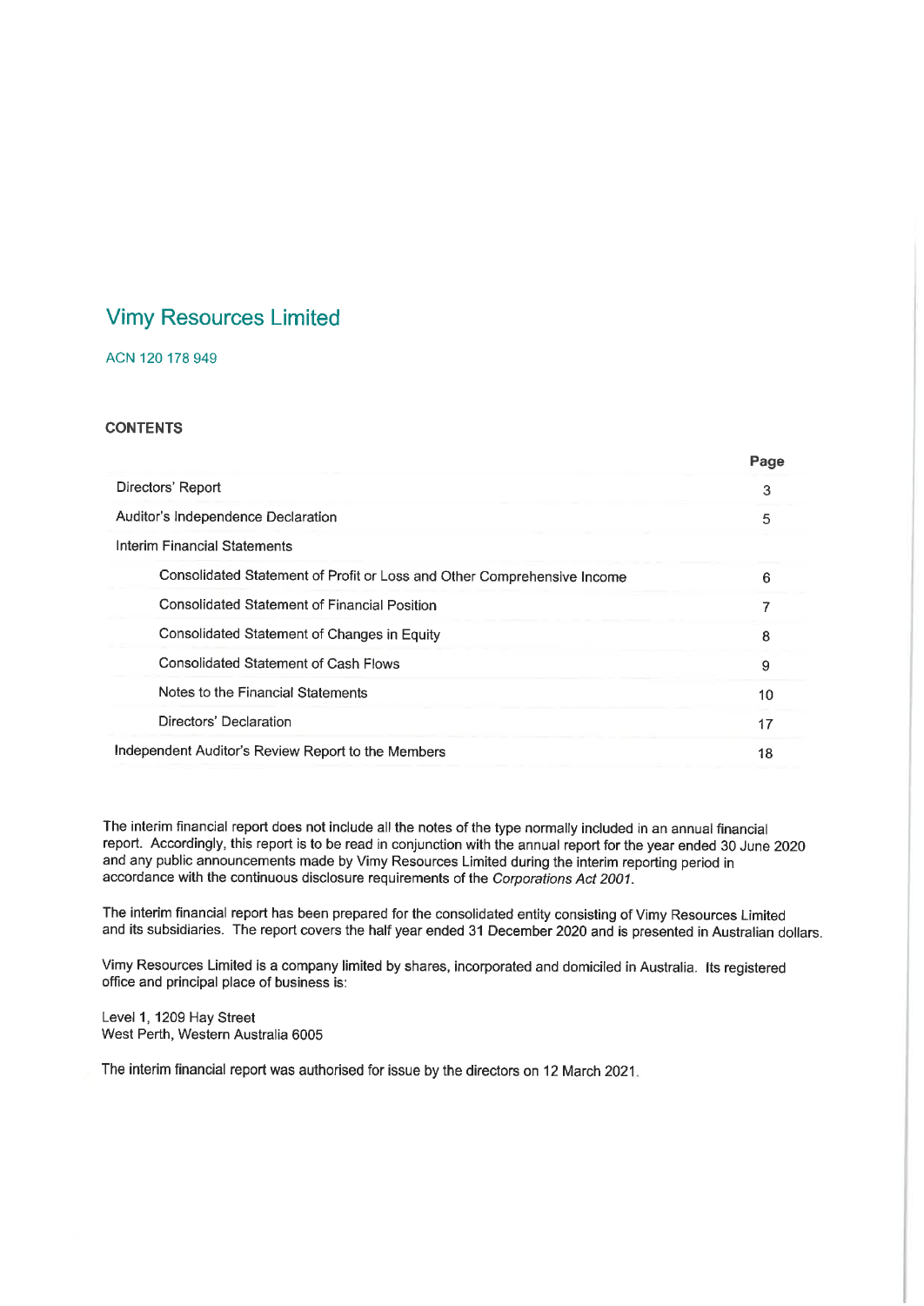# Vimy Resources Limited

ACN 120 178 949

**CONTENTS**

| | Page |
|---|---|
| Directors' Report | 3 |
| Auditor's Independence Declaration | 5 |
| Interim Financial Statements | |
| Consolidated Statement of Profit or Loss and Other Comprehensive Income | 6 |
| Consolidated Statement of Financial Position | 7 |
| Consolidated Statement of Changes in Equity | 8 |
| Consolidated Statement of Cash Flows | 9 |
| Notes to the Financial Statements | 10 |
| Directors' Declaration | 17 |
| Independent Auditor's Review Report to the Members | 18 |

The interim financial report does not include all the notes of the type normally included in an annual financial report. Accordingly, this report is to be read in conjunction with the annual report for the year ended 30 June 2020 and any public announcements made by Vimy Resources Limited during the interim reporting period in accordance with the continuous disclosure requirements of the *Corporations Act 2001*.

The interim financial report has been prepared for the consolidated entity consisting of Vimy Resources Limited and its subsidiaries. The report covers the half year ended 31 December 2020 and is presented in Australian dollars.

Vimy Resources Limited is a company limited by shares, incorporated and domiciled in Australia. Its registered office and principal place of business is:

Level 1, 1209 Hay Street
West Perth, Western Australia 6005

The interim financial report was authorised for issue by the directors on 12 March 2021.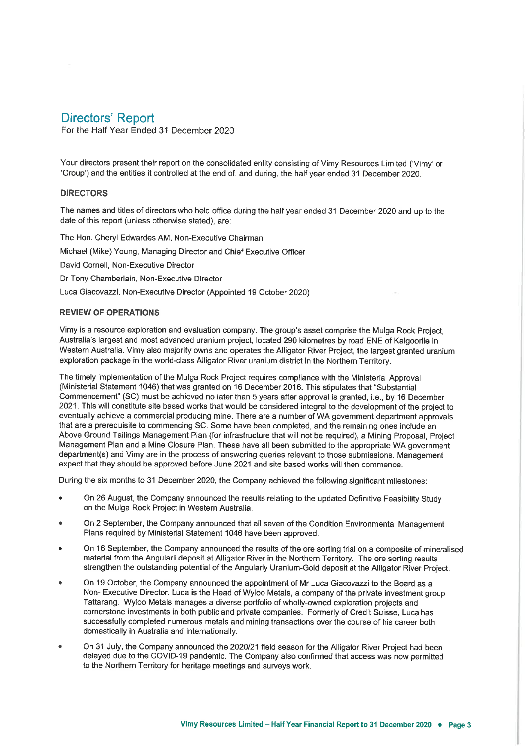# Directors' Report

For the Half Year Ended 31 December 2020

Your directors present their report on the consolidated entity consisting of Vimy Resources Limited ('Vimy' or 'Group') and the entities it controlled at the end of, and during, the half year ended 31 December 2020.

## DIRECTORS

The names and titles of directors who held office during the half year ended 31 December 2020 and up to the date of this report (unless otherwise stated), are:

The Hon. Cheryl Edwardes AM, Non-Executive Chairman

Michael (Mike) Young, Managing Director and Chief Executive Officer

David Cornell, Non-Executive Director

Dr Tony Chamberlain, Non-Executive Director

Luca Giacovazzi, Non-Executive Director (Appointed 19 October 2020)

## REVIEW OF OPERATIONS

Vimy is a resource exploration and evaluation company. The group's asset comprise the Mulga Rock Project, Australia's largest and most advanced uranium project, located 290 kilometres by road ENE of Kalgoorlie in Western Australia. Vimy also majority owns and operates the Alligator River Project, the largest granted uranium exploration package in the world-class Alligator River uranium district in the Northern Territory.

The timely implementation of the Mulga Rock Project requires compliance with the Ministerial Approval (Ministerial Statement 1046) that was granted on 16 December 2016. This stipulates that "Substantial Commencement" (SC) must be achieved no later than 5 years after approval is granted, i.e., by 16 December 2021. This will constitute site based works that would be considered integral to the development of the project to eventually achieve a commercial producing mine. There are a number of WA government department approvals that are a prerequisite to commencing SC. Some have been completed, and the remaining ones include an Above Ground Tailings Management Plan (for infrastructure that will not be required), a Mining Proposal, Project Management Plan and a Mine Closure Plan. These have all been submitted to the appropriate WA government department(s) and Vimy are in the process of answering queries relevant to those submissions. Management expect that they should be approved before June 2021 and site based works will then commence.

During the six months to 31 December 2020, the Company achieved the following significant milestones:

- On 26 August, the Company announced the results relating to the updated Definitive Feasibility Study on the Mulga Rock Project in Western Australia.
- On 2 September, the Company announced that all seven of the Condition Environmental Management Plans required by Ministerial Statement 1046 have been approved.
- On 16 September, the Company announced the results of the ore sorting trial on a composite of mineralised material from the Angularli deposit at Alligator River in the Northern Territory. The ore sorting results strengthen the outstanding potential of the Angularly Uranium-Gold deposit at the Alligator River Project.
- On 19 October, the Company announced the appointment of Mr Luca Giacovazzi to the Board as a Non- Executive Director. Luca is the Head of Wyloo Metals, a company of the private investment group Tattarang. Wyloo Metals manages a diverse portfolio of wholly-owned exploration projects and cornerstone investments in both public and private companies. Formerly of Credit Suisse, Luca has successfully completed numerous metals and mining transactions over the course of his career both domestically in Australia and internationally.
- On 31 July, the Company announced the 2020/21 field season for the Alligator River Project had been delayed due to the COVID-19 pandemic. The Company also confirmed that access was now permitted to the Northern Territory for heritage meetings and surveys work.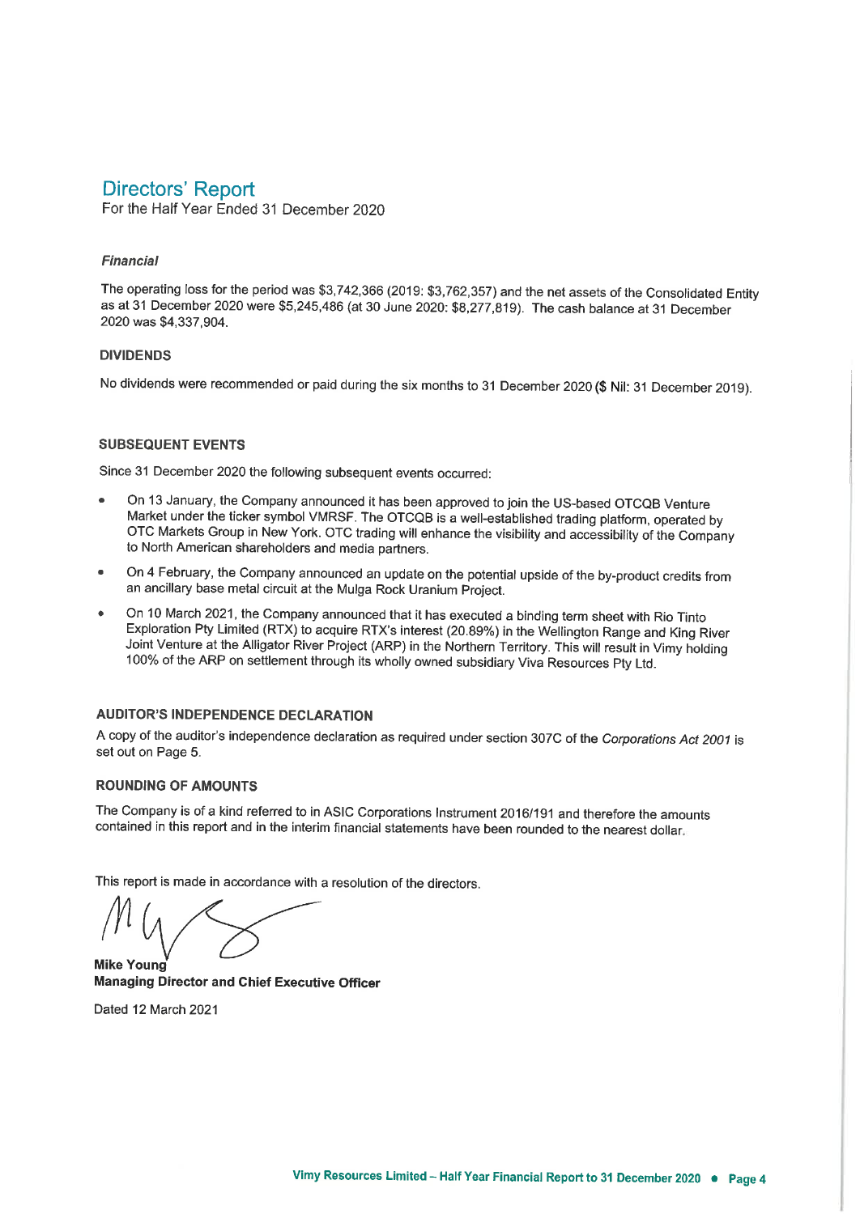# Directors' Report

For the Half Year Ended 31 December 2020

### *Financial*

The operating loss for the period was $3,742,366 (2019: $3,762,357) and the net assets of the Consolidated Entity as at 31 December 2020 were $5,245,486 (at 30 June 2020: $8,277,819). The cash balance at 31 December 2020 was $4,337,904.

### DIVIDENDS

No dividends were recommended or paid during the six months to 31 December 2020 ($ Nil: 31 December 2019).

### SUBSEQUENT EVENTS

Since 31 December 2020 the following subsequent events occurred:

- On 13 January, the Company announced it has been approved to join the US-based OTCQB Venture Market under the ticker symbol VMRSF. The OTCQB is a well-established trading platform, operated by OTC Markets Group in New York. OTC trading will enhance the visibility and accessibility of the Company to North American shareholders and media partners.
- On 4 February, the Company announced an update on the potential upside of the by-product credits from an ancillary base metal circuit at the Mulga Rock Uranium Project.
- On 10 March 2021, the Company announced that it has executed a binding term sheet with Rio Tinto Exploration Pty Limited (RTX) to acquire RTX's interest (20.89%) in the Wellington Range and King River Joint Venture at the Alligator River Project (ARP) in the Northern Territory. This will result in Vimy holding 100% of the ARP on settlement through its wholly owned subsidiary Viva Resources Pty Ltd.

### AUDITOR'S INDEPENDENCE DECLARATION

A copy of the auditor's independence declaration as required under section 307C of the *Corporations Act 2001* is set out on Page 5.

### ROUNDING OF AMOUNTS

The Company is of a kind referred to in ASIC Corporations Instrument 2016/191 and therefore the amounts contained in this report and in the interim financial statements have been rounded to the nearest dollar.

This report is made in accordance with a resolution of the directors.

**Mike Young**
**Managing Director and Chief Executive Officer**

Dated 12 March 2021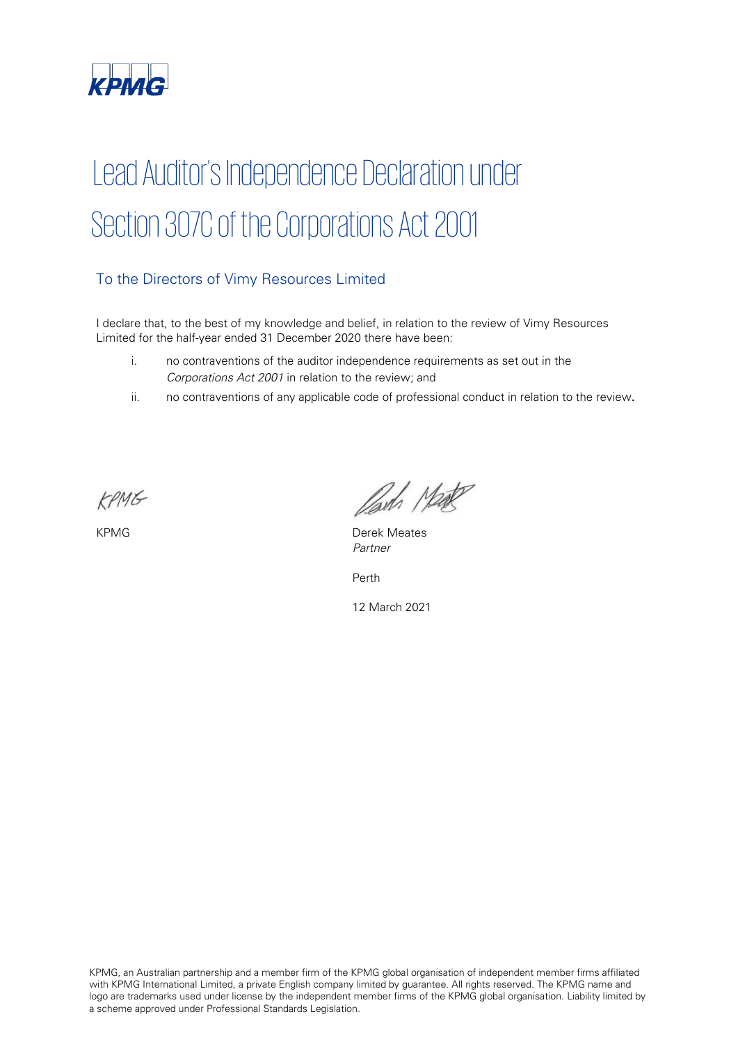KPMG

# Lead Auditor's Independence Declaration under Section 307C of the Corporations Act 2001

## To the Directors of Vimy Resources Limited

I declare that, to the best of my knowledge and belief, in relation to the review of Vimy Resources Limited for the half-year ended 31 December 2020 there have been:

i. no contraventions of the auditor independence requirements as set out in the *Corporations Act 2001* in relation to the review; and

ii. no contraventions of any applicable code of professional conduct in relation to the review.

KPMG

Derek Meates
*Partner*

Perth

12 March 2021

KPMG, an Australian partnership and a member firm of the KPMG global organisation of independent member firms affiliated with KPMG International Limited, a private English company limited by guarantee. All rights reserved. The KPMG name and logo are trademarks used under license by the independent member firms of the KPMG global organisation. Liability limited by a scheme approved under Professional Standards Legislation.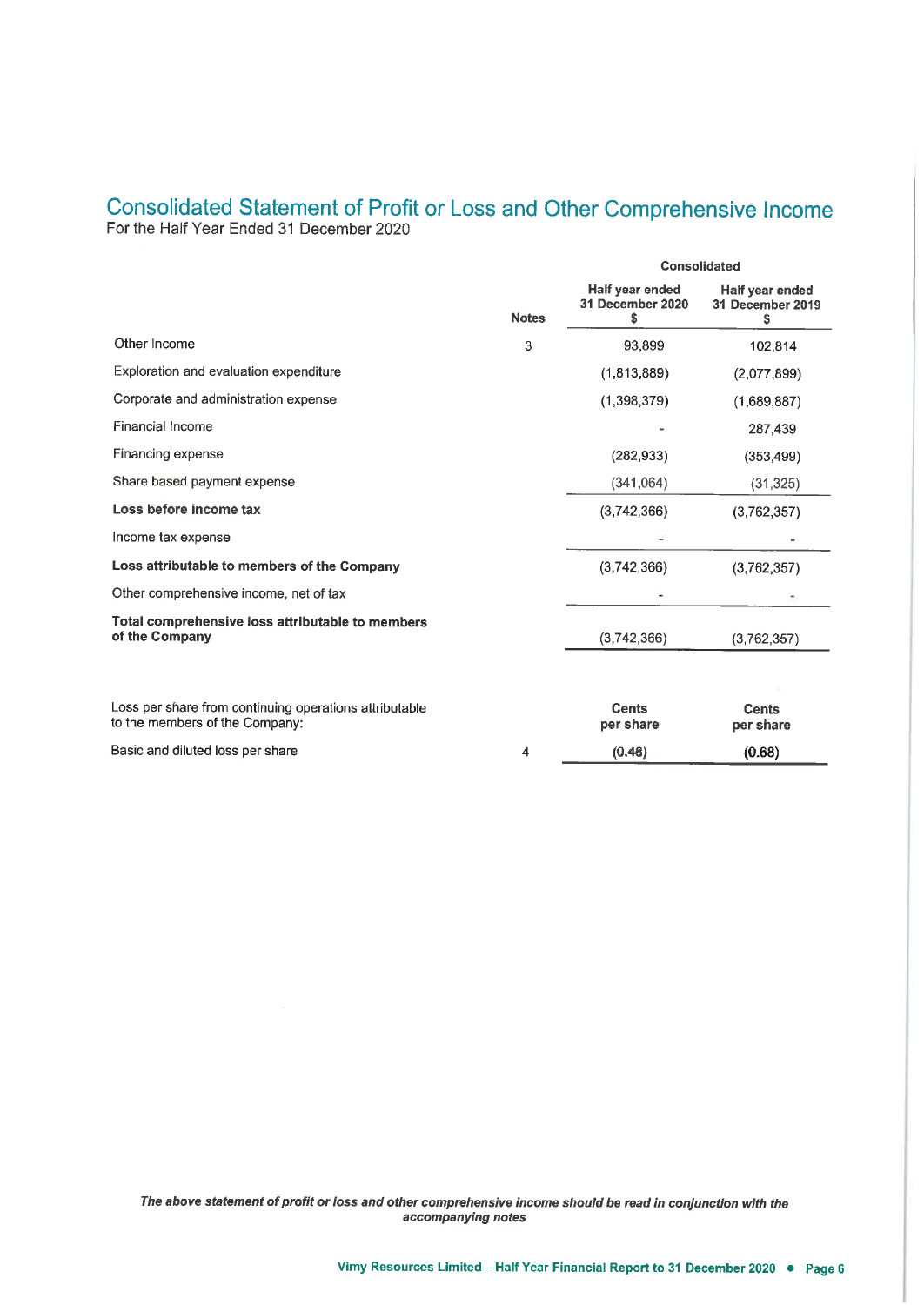# Consolidated Statement of Profit or Loss and Other Comprehensive Income

For the Half Year Ended 31 December 2020

| | Notes | Consolidated | |
|---|---|---|---|
| | | **Half year ended 31 December 2020 $** | **Half year ended 31 December 2019 $** |
| Other Income | 3 | 93,899 | 102,814 |
| Exploration and evaluation expenditure | | (1,813,889) | (2,077,899) |
| Corporate and administration expense | | (1,398,379) | (1,689,887) |
| Financial Income | | - | 287,439 |
| Financing expense | | (282,933) | (353,499) |
| Share based payment expense | | (341,064) | (31,325) |
| **Loss before income tax** | | (3,742,366) | (3,762,357) |
| Income tax expense | | - | - |
| **Loss attributable to members of the Company** | | (3,742,366) | (3,762,357) |
| Other comprehensive income, net of tax | | - | - |
| **Total comprehensive loss attributable to members of the Company** | | (3,742,366) | (3,762,357) |
| | | | |
| Loss per share from continuing operations attributable to the members of the Company: | | **Cents per share** | **Cents per share** |
| Basic and diluted loss per share | 4 | **(0.46)** | **(0.68)** |

***The above statement of profit or loss and other comprehensive income should be read in conjunction with the accompanying notes***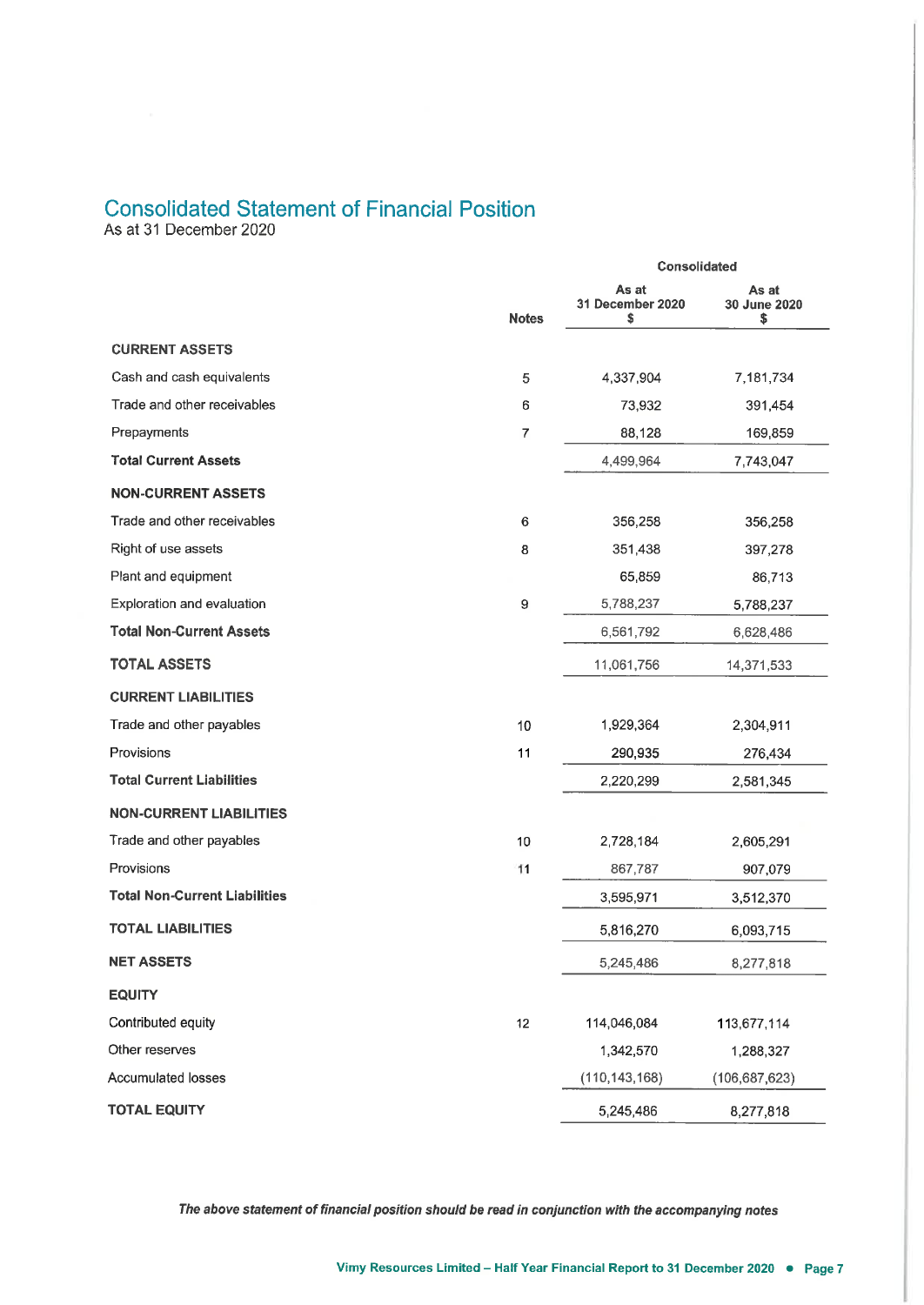# Consolidated Statement of Financial Position

As at 31 December 2020

| | Notes | Consolidated | |
|---|---|---|---|
| | | As at 31 December 2020 $ | As at 30 June 2020 $ |
| **CURRENT ASSETS** | | | |
| Cash and cash equivalents | 5 | 4,337,904 | 7,181,734 |
| Trade and other receivables | 6 | 73,932 | 391,454 |
| Prepayments | 7 | 88,128 | 169,859 |
| **Total Current Assets** | | 4,499,964 | 7,743,047 |
| **NON-CURRENT ASSETS** | | | |
| Trade and other receivables | 6 | 356,258 | 356,258 |
| Right of use assets | 8 | 351,438 | 397,278 |
| Plant and equipment | | 65,859 | 86,713 |
| Exploration and evaluation | 9 | 5,788,237 | 5,788,237 |
| **Total Non-Current Assets** | | 6,561,792 | 6,628,486 |
| **TOTAL ASSETS** | | 11,061,756 | 14,371,533 |
| **CURRENT LIABILITIES** | | | |
| Trade and other payables | 10 | 1,929,364 | 2,304,911 |
| Provisions | 11 | 290,935 | 276,434 |
| **Total Current Liabilities** | | 2,220,299 | 2,581,345 |
| **NON-CURRENT LIABILITIES** | | | |
| Trade and other payables | 10 | 2,728,184 | 2,605,291 |
| Provisions | 11 | 867,787 | 907,079 |
| **Total Non-Current Liabilities** | | 3,595,971 | 3,512,370 |
| **TOTAL LIABILITIES** | | 5,816,270 | 6,093,715 |
| **NET ASSETS** | | 5,245,486 | 8,277,818 |
| **EQUITY** | | | |
| Contributed equity | 12 | 114,046,084 | 113,677,114 |
| Other reserves | | 1,342,570 | 1,288,327 |
| Accumulated losses | | (110,143,168) | (106,687,623) |
| **TOTAL EQUITY** | | 5,245,486 | 8,277,818 |

***The above statement of financial position should be read in conjunction with the accompanying notes***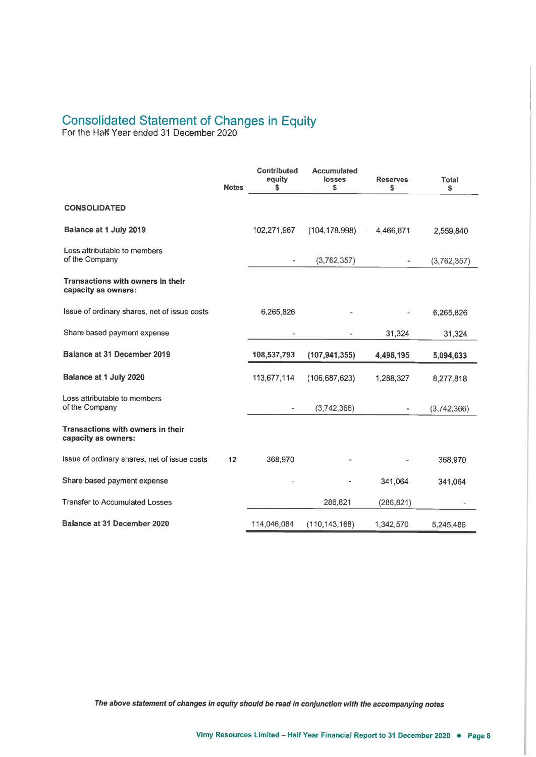# Consolidated Statement of Changes in Equity

For the Half Year ended 31 December 2020

| | Notes | Contributed equity $ | Accumulated losses $ | Reserves $ | Total $ |
|---|---|---|---|---|---|
| **CONSOLIDATED** | | | | | |
| **Balance at 1 July 2019** | | 102,271,967 | (104,178,998) | 4,466,871 | 2,559,840 |
| Loss attributable to members of the Company | | - | (3,762,357) | - | (3,762,357) |
| **Transactions with owners in their capacity as owners:** | | | | | |
| Issue of ordinary shares, net of issue costs | | 6,265,826 | - | - | 6,265,826 |
| Share based payment expense | | - | - | 31,324 | 31,324 |
| **Balance at 31 December 2019** | | **108,537,793** | **(107,941,355)** | **4,498,195** | **5,094,633** |
| **Balance at 1 July 2020** | | 113,677,114 | (106,687,623) | 1,288,327 | 8,277,818 |
| Loss attributable to members of the Company | | - | (3,742,366) | - | (3,742,366) |
| **Transactions with owners in their capacity as owners:** | | | | | |
| Issue of ordinary shares, net of issue costs | 12 | 368,970 | - | - | 368,970 |
| Share based payment expense | | - | - | 341,064 | 341,064 |
| Transfer to Accumulated Losses | | | 286,821 | (286,821) | - |
| **Balance at 31 December 2020** | | 114,046,084 | (110,143,168) | 1,342,570 | 5,245,486 |

*The above statement of changes in equity should be read in conjunction with the accompanying notes*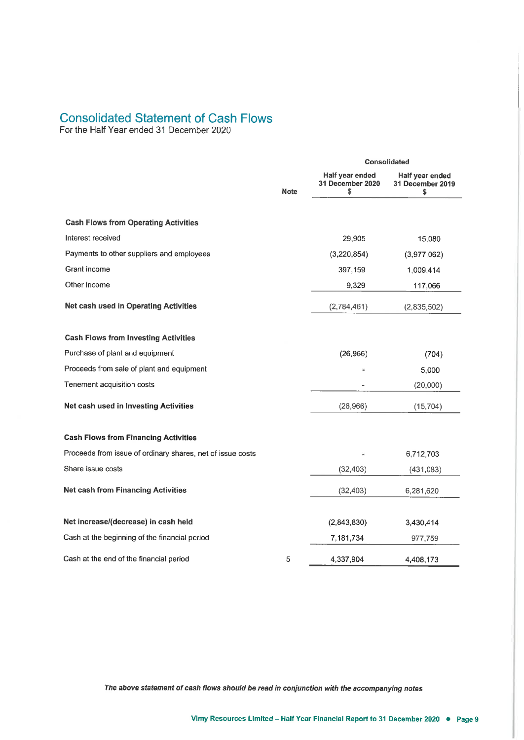# Consolidated Statement of Cash Flows

For the Half Year ended 31 December 2020

| | Note | Consolidated | |
|---|---|---|---|
| | | Half year ended 31 December 2020 $ | Half year ended 31 December 2019 $ |
| **Cash Flows from Operating Activities** | | | |
| Interest received | | 29,905 | 15,080 |
| Payments to other suppliers and employees | | (3,220,854) | (3,977,062) |
| Grant income | | 397,159 | 1,009,414 |
| Other income | | 9,329 | 117,066 |
| **Net cash used in Operating Activities** | | (2,784,461) | (2,835,502) |
| **Cash Flows from Investing Activities** | | | |
| Purchase of plant and equipment | | (26,966) | (704) |
| Proceeds from sale of plant and equipment | | - | 5,000 |
| Tenement acquisition costs | | - | (20,000) |
| **Net cash used in Investing Activities** | | (26,966) | (15,704) |
| **Cash Flows from Financing Activities** | | | |
| Proceeds from issue of ordinary shares, net of issue costs | | - | 6,712,703 |
| Share issue costs | | (32,403) | (431,083) |
| **Net cash from Financing Activities** | | (32,403) | 6,281,620 |
| **Net increase/(decrease) in cash held** | | (2,843,830) | 3,430,414 |
| Cash at the beginning of the financial period | | 7,181,734 | 977,759 |
| Cash at the end of the financial period | 5 | 4,337,904 | 4,408,173 |

***The above statement of cash flows should be read in conjunction with the accompanying notes***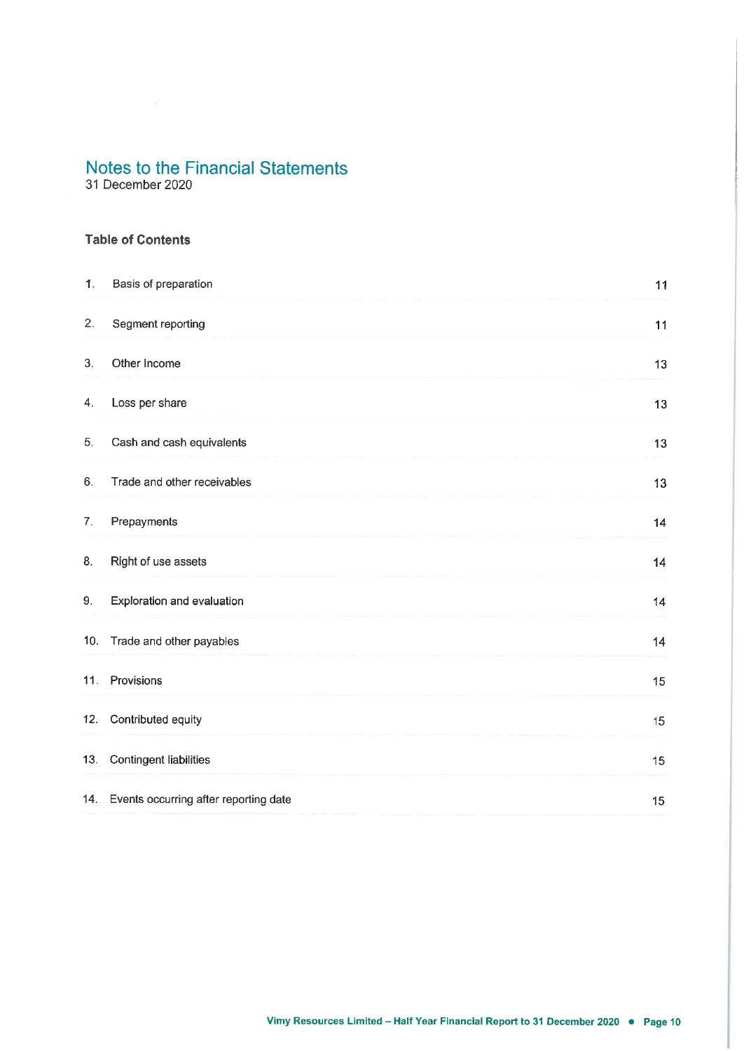# Notes to the Financial Statements

31 December 2020

### Table of Contents

| | | |
|---|---|---|
| 1. | Basis of preparation | 11 |
| 2. | Segment reporting | 11 |
| 3. | Other Income | 13 |
| 4. | Loss per share | 13 |
| 5. | Cash and cash equivalents | 13 |
| 6. | Trade and other receivables | 13 |
| 7. | Prepayments | 14 |
| 8. | Right of use assets | 14 |
| 9. | Exploration and evaluation | 14 |
| 10. | Trade and other payables | 14 |
| 11. | Provisions | 15 |
| 12. | Contributed equity | 15 |
| 13. | Contingent liabilities | 15 |
| 14. | Events occurring after reporting date | 15 |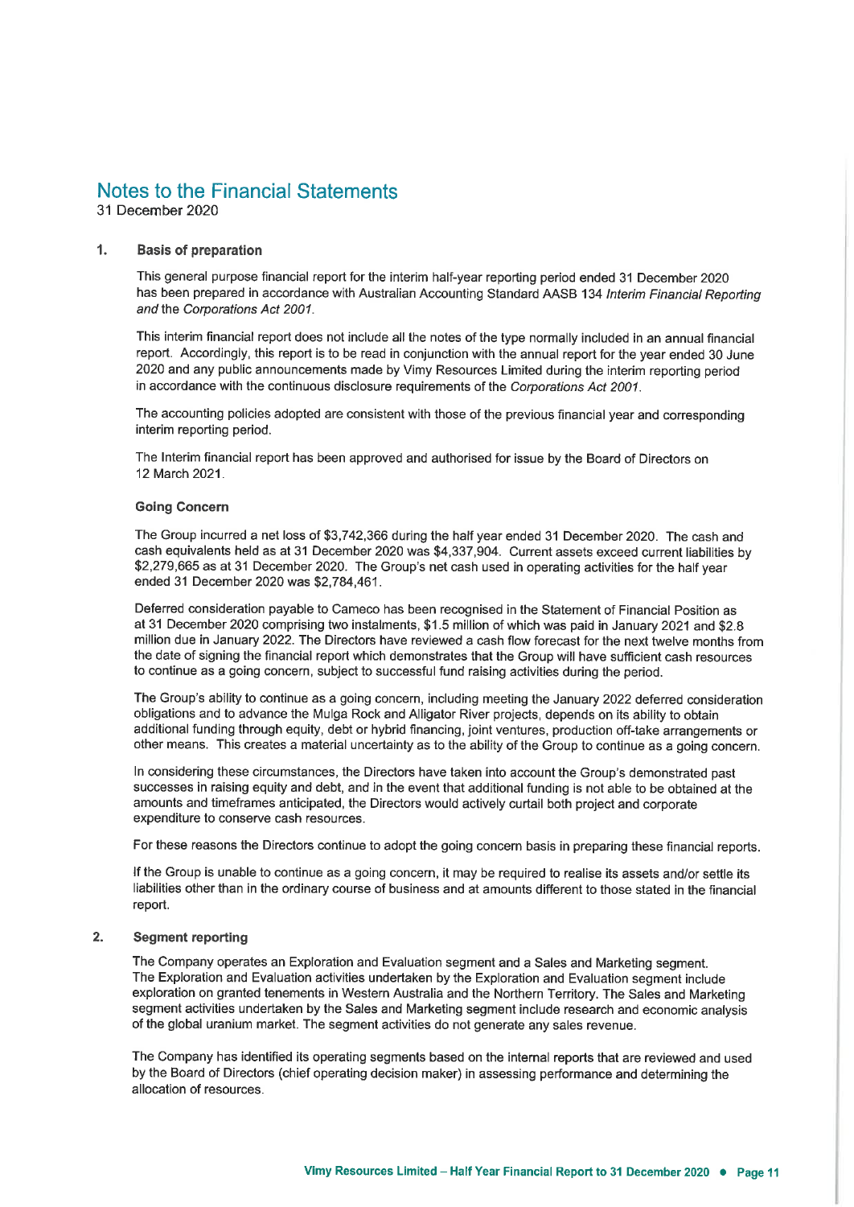# Notes to the Financial Statements

31 December 2020

## 1. Basis of preparation

This general purpose financial report for the interim half-year reporting period ended 31 December 2020 has been prepared in accordance with Australian Accounting Standard AASB 134 *Interim Financial Reporting and* the *Corporations Act 2001*.

This interim financial report does not include all the notes of the type normally included in an annual financial report. Accordingly, this report is to be read in conjunction with the annual report for the year ended 30 June 2020 and any public announcements made by Vimy Resources Limited during the interim reporting period in accordance with the continuous disclosure requirements of the *Corporations Act 2001*.

The accounting policies adopted are consistent with those of the previous financial year and corresponding interim reporting period.

The Interim financial report has been approved and authorised for issue by the Board of Directors on 12 March 2021.

### Going Concern

The Group incurred a net loss of $3,742,366 during the half year ended 31 December 2020. The cash and cash equivalents held as at 31 December 2020 was $4,337,904. Current assets exceed current liabilities by $2,279,665 as at 31 December 2020. The Group's net cash used in operating activities for the half year ended 31 December 2020 was $2,784,461.

Deferred consideration payable to Cameco has been recognised in the Statement of Financial Position as at 31 December 2020 comprising two instalments, $1.5 million of which was paid in January 2021 and $2.8 million due in January 2022. The Directors have reviewed a cash flow forecast for the next twelve months from the date of signing the financial report which demonstrates that the Group will have sufficient cash resources to continue as a going concern, subject to successful fund raising activities during the period.

The Group's ability to continue as a going concern, including meeting the January 2022 deferred consideration obligations and to advance the Mulga Rock and Alligator River projects, depends on its ability to obtain additional funding through equity, debt or hybrid financing, joint ventures, production off-take arrangements or other means. This creates a material uncertainty as to the ability of the Group to continue as a going concern.

In considering these circumstances, the Directors have taken into account the Group's demonstrated past successes in raising equity and debt, and in the event that additional funding is not able to be obtained at the amounts and timeframes anticipated, the Directors would actively curtail both project and corporate expenditure to conserve cash resources.

For these reasons the Directors continue to adopt the going concern basis in preparing these financial reports.

If the Group is unable to continue as a going concern, it may be required to realise its assets and/or settle its liabilities other than in the ordinary course of business and at amounts different to those stated in the financial report.

## 2. Segment reporting

The Company operates an Exploration and Evaluation segment and a Sales and Marketing segment. The Exploration and Evaluation activities undertaken by the Exploration and Evaluation segment include exploration on granted tenements in Western Australia and the Northern Territory. The Sales and Marketing segment activities undertaken by the Sales and Marketing segment include research and economic analysis of the global uranium market. The segment activities do not generate any sales revenue.

The Company has identified its operating segments based on the internal reports that are reviewed and used by the Board of Directors (chief operating decision maker) in assessing performance and determining the allocation of resources.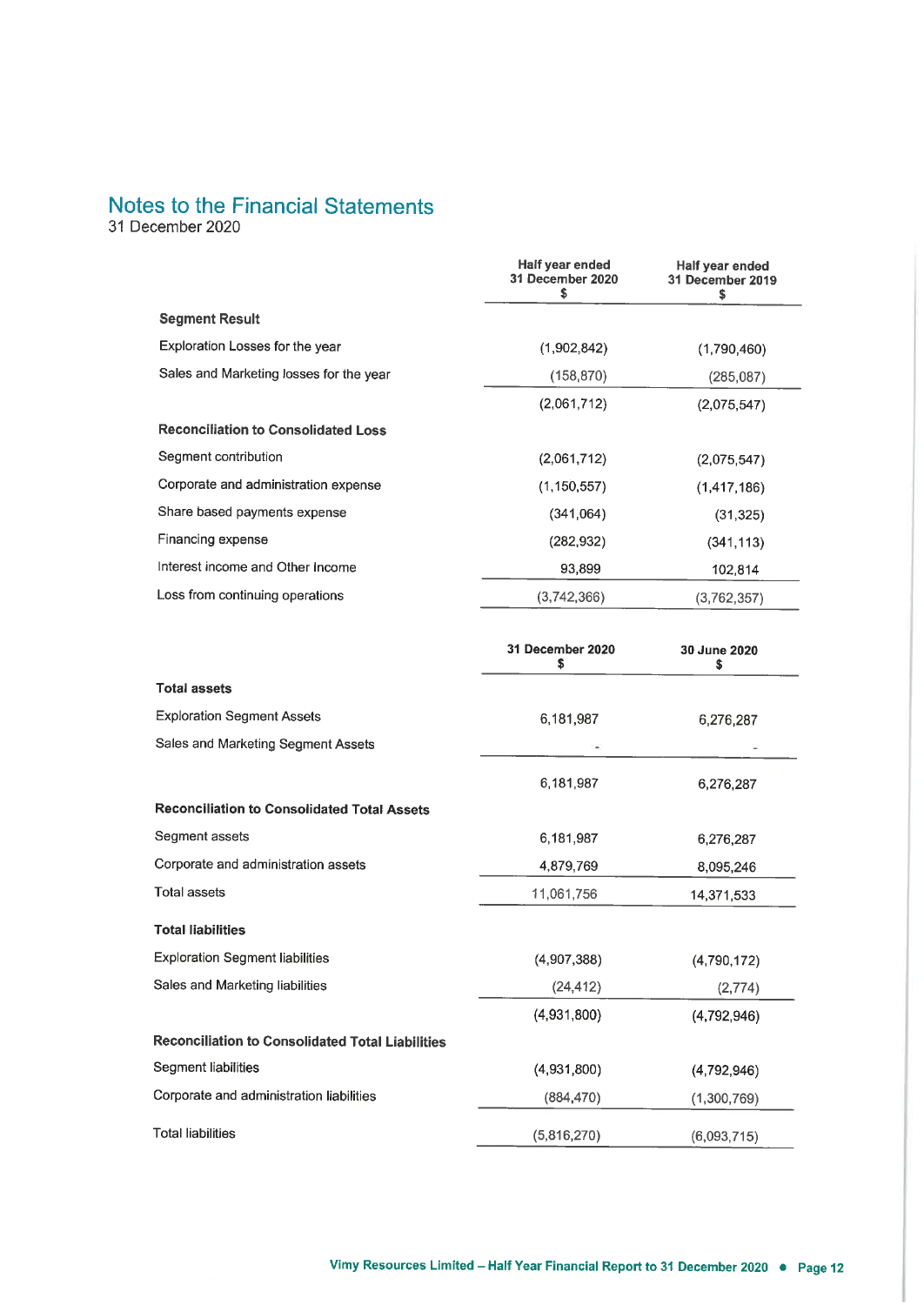# Notes to the Financial Statements

31 December 2020

| | Half year ended 31 December 2020 $ | Half year ended 31 December 2019 $ |
|---|---|---|
| **Segment Result** | | |
| Exploration Losses for the year | (1,902,842) | (1,790,460) |
| Sales and Marketing losses for the year | (158,870) | (285,087) |
| | (2,061,712) | (2,075,547) |
| **Reconciliation to Consolidated Loss** | | |
| Segment contribution | (2,061,712) | (2,075,547) |
| Corporate and administration expense | (1,150,557) | (1,417,186) |
| Share based payments expense | (341,064) | (31,325) |
| Financing expense | (282,932) | (341,113) |
| Interest income and Other Income | 93,899 | 102,814 |
| Loss from continuing operations | (3,742,366) | (3,762,357) |

| | 31 December 2020 $ | 30 June 2020 $ |
|---|---|---|
| **Total assets** | | |
| Exploration Segment Assets | 6,181,987 | 6,276,287 |
| Sales and Marketing Segment Assets | - | - |
| | 6,181,987 | 6,276,287 |
| **Reconciliation to Consolidated Total Assets** | | |
| Segment assets | 6,181,987 | 6,276,287 |
| Corporate and administration assets | 4,879,769 | 8,095,246 |
| Total assets | 11,061,756 | 14,371,533 |
| **Total liabilities** | | |
| Exploration Segment liabilities | (4,907,388) | (4,790,172) |
| Sales and Marketing liabilities | (24,412) | (2,774) |
| | (4,931,800) | (4,792,946) |
| **Reconciliation to Consolidated Total Liabilities** | | |
| Segment liabilities | (4,931,800) | (4,792,946) |
| Corporate and administration liabilities | (884,470) | (1,300,769) |
| Total liabilities | (5,816,270) | (6,093,715) |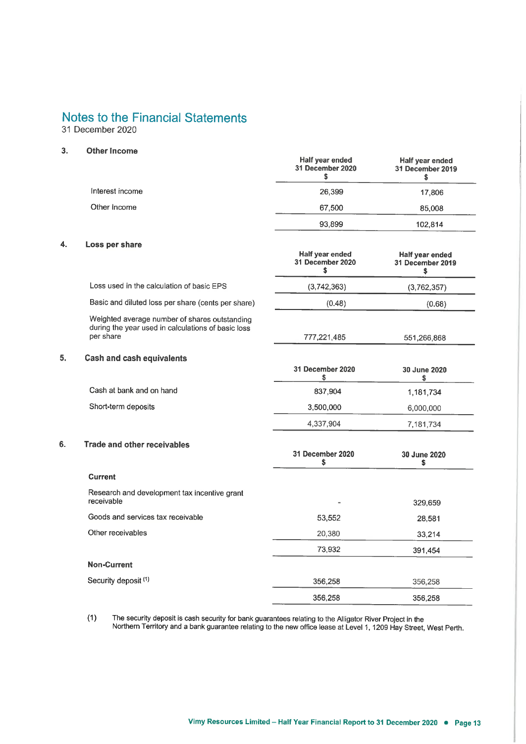# Notes to the Financial Statements

31 December 2020

## 3. Other Income

| | Half year ended 31 December 2020 $ | Half year ended 31 December 2019 $ |
|---|---|---|
| Interest income | 26,399 | 17,806 |
| Other Income | 67,500 | 85,008 |
| | 93,899 | 102,814 |

## 4. Loss per share

| | Half year ended 31 December 2020 $ | Half year ended 31 December 2019 $ |
|---|---|---|
| Loss used in the calculation of basic EPS | (3,742,363) | (3,762,357) |
| Basic and diluted loss per share (cents per share) | (0.48) | (0.68) |
| Weighted average number of shares outstanding during the year used in calculations of basic loss per share | 777,221,485 | 551,266,868 |

## 5. Cash and cash equivalents

| | 31 December 2020 $ | 30 June 2020 $ |
|---|---|---|
| Cash at bank and on hand | 837,904 | 1,181,734 |
| Short-term deposits | 3,500,000 | 6,000,000 |
| | 4,337,904 | 7,181,734 |

## 6. Trade and other receivables

| | 31 December 2020 $ | 30 June 2020 $ |
|---|---|---|
| **Current** | | |
| Research and development tax incentive grant receivable | - | 329,659 |
| Goods and services tax receivable | 53,552 | 28,581 |
| Other receivables | 20,380 | 33,214 |
| | 73,932 | 391,454 |
| **Non-Current** | | |
| Security deposit [(1)] | 356,258 | 356,258 |
| | 356,258 | 356,258 |

(1) The security deposit is cash security for bank guarantees relating to the Alligator River Project in the Northern Territory and a bank guarantee relating to the new office lease at Level 1, 1209 Hay Street, West Perth.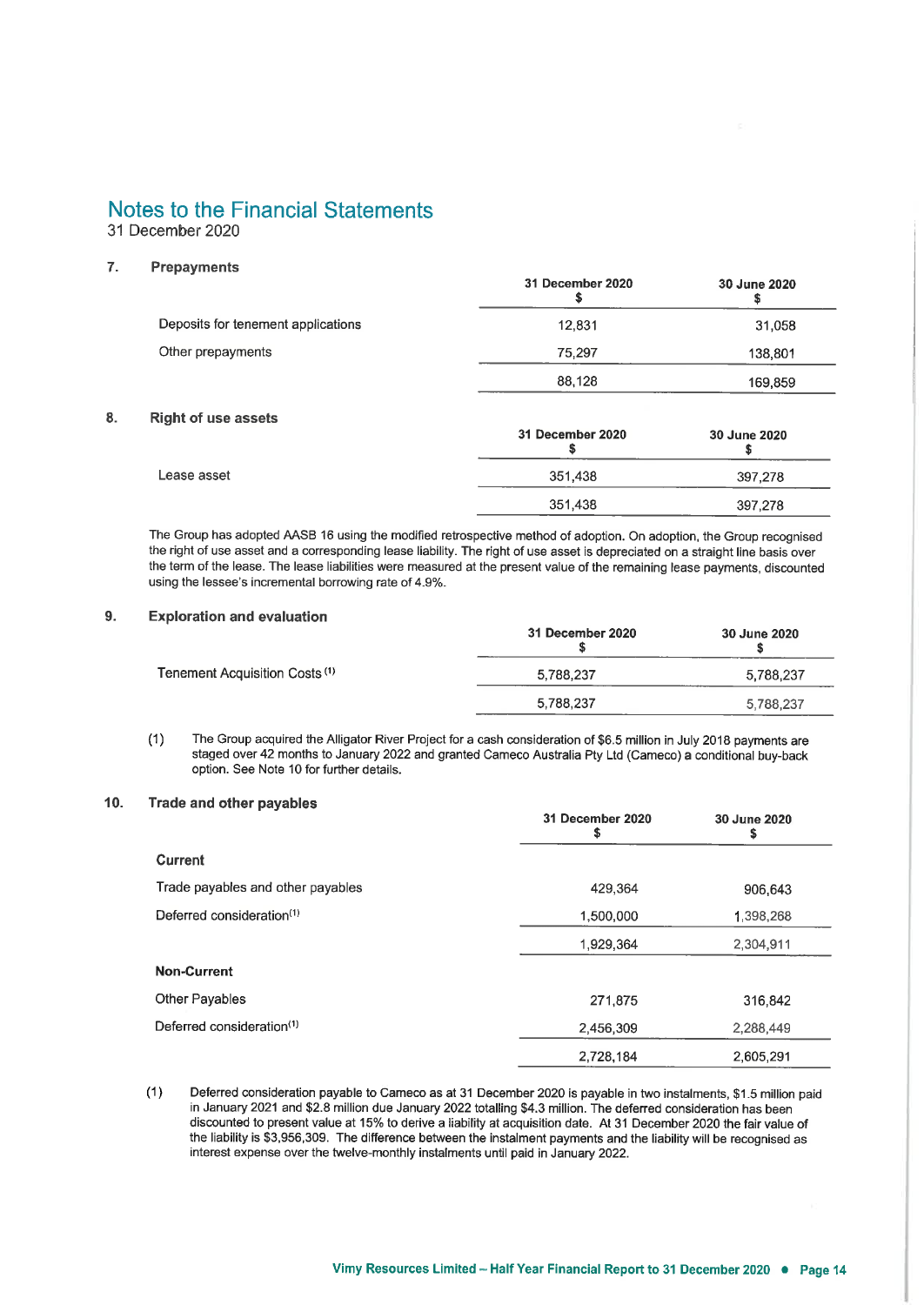# Notes to the Financial Statements

31 December 2020

## 7. Prepayments

| | 31 December 2020 $ | 30 June 2020 $ |
|---|---|---|
| Deposits for tenement applications | 12,831 | 31,058 |
| Other prepayments | 75,297 | 138,801 |
| | 88,128 | 169,859 |

## 8. Right of use assets

| | 31 December 2020 $ | 30 June 2020 $ |
|---|---|---|
| Lease asset | 351,438 | 397,278 |
| | 351,438 | 397,278 |

The Group has adopted AASB 16 using the modified retrospective method of adoption. On adoption, the Group recognised the right of use asset and a corresponding lease liability. The right of use asset is depreciated on a straight line basis over the term of the lease. The lease liabilities were measured at the present value of the remaining lease payments, discounted using the lessee's incremental borrowing rate of 4.9%.

## 9. Exploration and evaluation

| | 31 December 2020 $ | 30 June 2020 $ |
|---|---|---|
| Tenement Acquisition Costs [1] | 5,788,237 | 5,788,237 |
| | 5,788,237 | 5,788,237 |

(1) The Group acquired the Alligator River Project for a cash consideration of $6.5 million in July 2018 payments are staged over 42 months to January 2022 and granted Cameco Australia Pty Ltd (Cameco) a conditional buy-back option. See Note 10 for further details.

## 10. Trade and other payables

| | 31 December 2020 $ | 30 June 2020 $ |
|---|---|---|
| **Current** | | |
| Trade payables and other payables | 429,364 | 906,643 |
| Deferred consideration[1] | 1,500,000 | 1,398,268 |
| | 1,929,364 | 2,304,911 |
| **Non-Current** | | |
| Other Payables | 271,875 | 316,842 |
| Deferred consideration[1] | 2,456,309 | 2,288,449 |
| | 2,728,184 | 2,605,291 |

(1) Deferred consideration payable to Cameco as at 31 December 2020 is payable in two instalments, $1.5 million paid in January 2021 and $2.8 million due January 2022 totalling $4.3 million. The deferred consideration has been discounted to present value at 15% to derive a liability at acquisition date. At 31 December 2020 the fair value of the liability is $3,956,309. The difference between the instalment payments and the liability will be recognised as interest expense over the twelve-monthly instalments until paid in January 2022.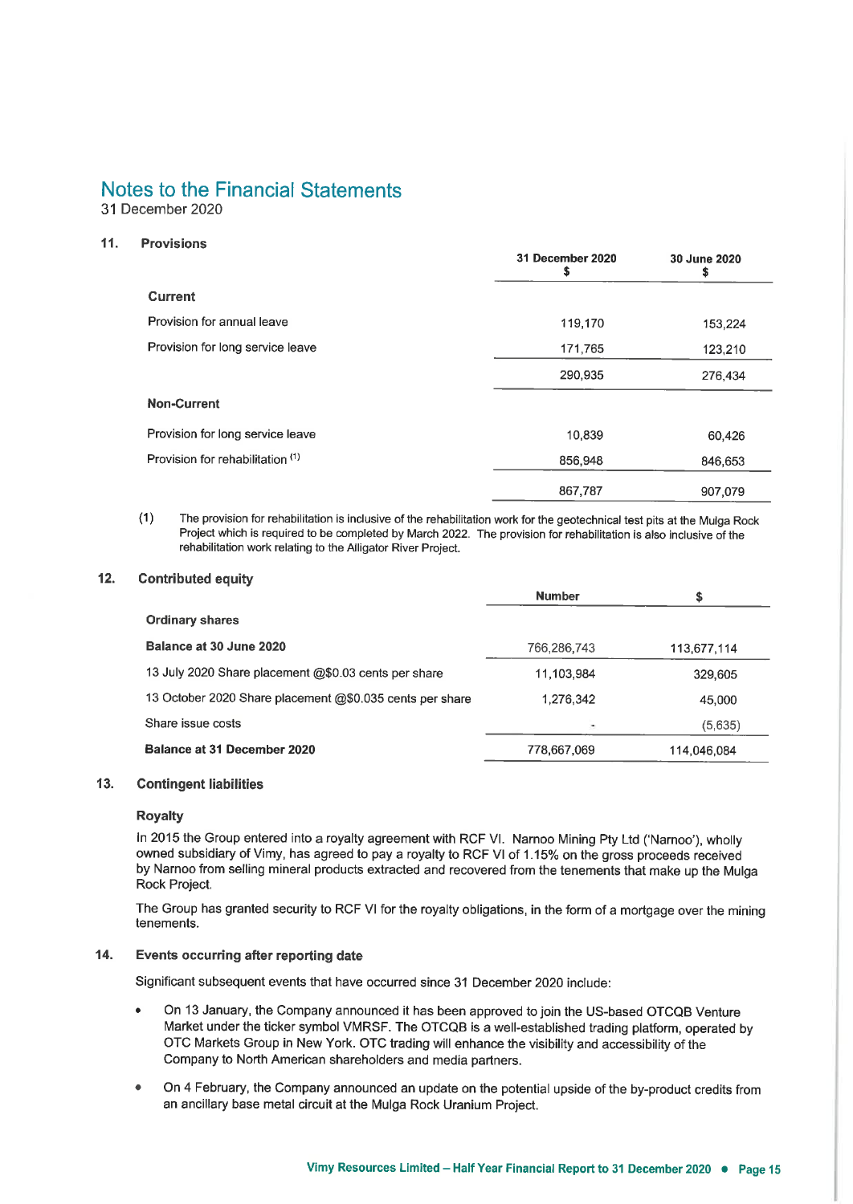# Notes to the Financial Statements

31 December 2020

## 11. Provisions

| | 31 December 2020 $ | 30 June 2020 $ |
|---|---|---|
| **Current** | | |
| Provision for annual leave | 119,170 | 153,224 |
| Provision for long service leave | 171,765 | 123,210 |
| | 290,935 | 276,434 |
| **Non-Current** | | |
| Provision for long service leave | 10,839 | 60,426 |
| Provision for rehabilitation [1] | 856,948 | 846,653 |
| | 867,787 | 907,079 |

(1) The provision for rehabilitation is inclusive of the rehabilitation work for the geotechnical test pits at the Mulga Rock Project which is required to be completed by March 2022. The provision for rehabilitation is also inclusive of the rehabilitation work relating to the Alligator River Project.

## 12. Contributed equity

| | Number | $ |
|---|---|---|
| **Ordinary shares** | | |
| **Balance at 30 June 2020** | 766,286,743 | 113,677,114 |
| 13 July 2020 Share placement @$0.03 cents per share | 11,103,984 | 329,605 |
| 13 October 2020 Share placement @$0.035 cents per share | 1,276,342 | 45,000 |
| Share issue costs | - | (5,635) |
| **Balance at 31 December 2020** | 778,667,069 | 114,046,084 |

## 13. Contingent liabilities

### Royalty

In 2015 the Group entered into a royalty agreement with RCF VI. Narnoo Mining Pty Ltd ('Narnoo'), wholly owned subsidiary of Vimy, has agreed to pay a royalty to RCF VI of 1.15% on the gross proceeds received by Narnoo from selling mineral products extracted and recovered from the tenements that make up the Mulga Rock Project.

The Group has granted security to RCF VI for the royalty obligations, in the form of a mortgage over the mining tenements.

## 14. Events occurring after reporting date

Significant subsequent events that have occurred since 31 December 2020 include:

- On 13 January, the Company announced it has been approved to join the US-based OTCQB Venture Market under the ticker symbol VMRSF. The OTCQB is a well-established trading platform, operated by OTC Markets Group in New York. OTC trading will enhance the visibility and accessibility of the Company to North American shareholders and media partners.
- On 4 February, the Company announced an update on the potential upside of the by-product credits from an ancillary base metal circuit at the Mulga Rock Uranium Project.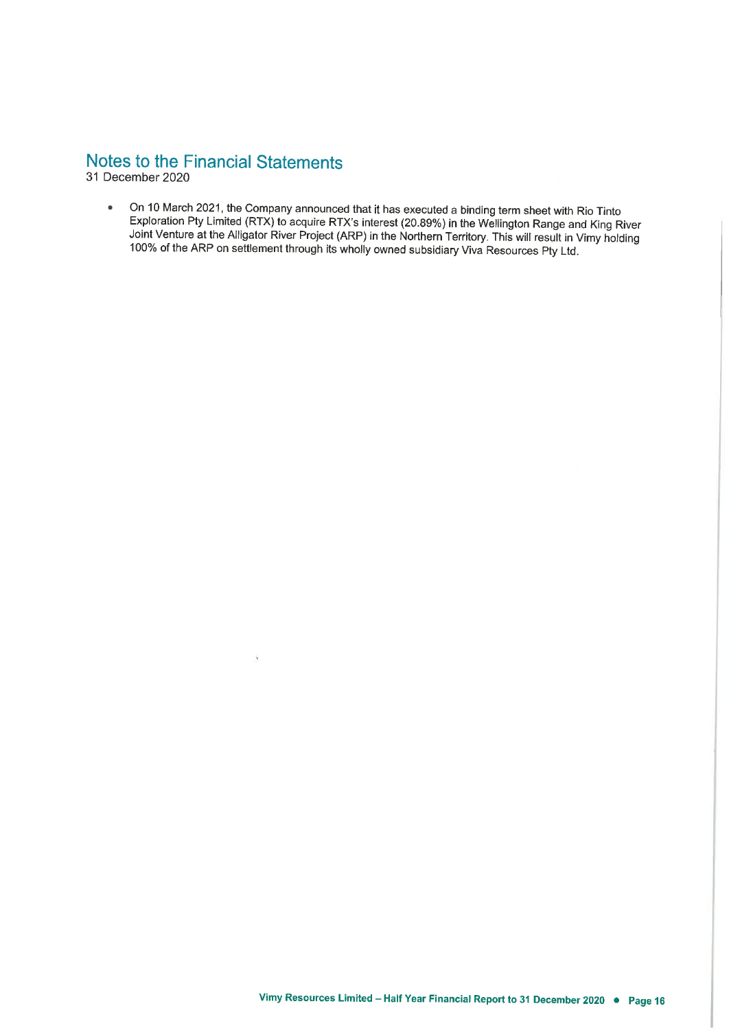# Notes to the Financial Statements

31 December 2020

- On 10 March 2021, the Company announced that it has executed a binding term sheet with Rio Tinto Exploration Pty Limited (RTX) to acquire RTX's interest (20.89%) in the Wellington Range and King River Joint Venture at the Alligator River Project (ARP) in the Northern Territory. This will result in Vimy holding 100% of the ARP on settlement through its wholly owned subsidiary Viva Resources Pty Ltd.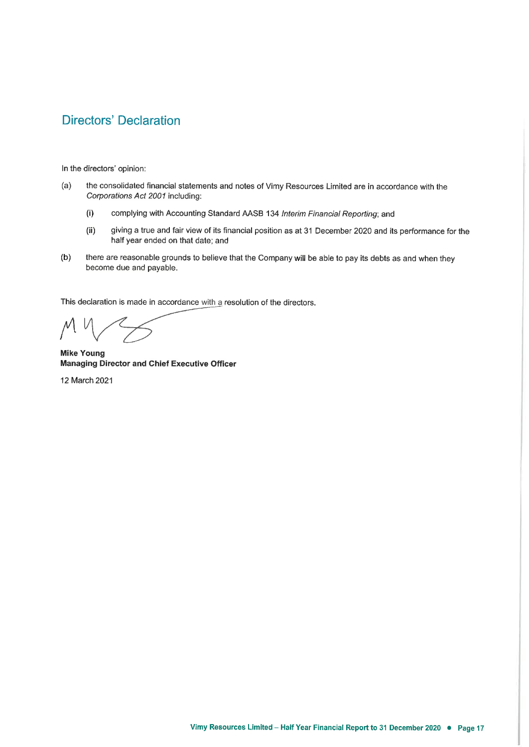# Directors' Declaration

In the directors' opinion:

(a) the consolidated financial statements and notes of Vimy Resources Limited are in accordance with the *Corporations Act 2001* including:

  (i) complying with Accounting Standard AASB 134 *Interim Financial Reporting*; and

  (ii) giving a true and fair view of its financial position as at 31 December 2020 and its performance for the half year ended on that date; and

(b) there are reasonable grounds to believe that the Company will be able to pay its debts as and when they become due and payable.

This declaration is made in accordance with a resolution of the directors.

**Mike Young**
**Managing Director and Chief Executive Officer**

12 March 2021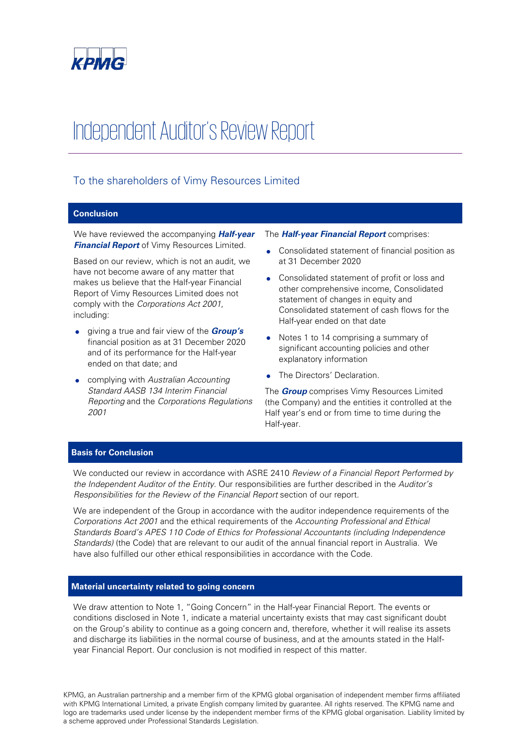KPMG

# Independent Auditor's Review Report

## To the shareholders of Vimy Resources Limited

### Conclusion

We have reviewed the accompanying ***Half-year Financial Report*** of Vimy Resources Limited.

Based on our review, which is not an audit, we have not become aware of any matter that makes us believe that the Half-year Financial Report of Vimy Resources Limited does not comply with the *Corporations Act 2001*, including:

- giving a true and fair view of the ***Group's*** financial position as at 31 December 2020 and of its performance for the Half-year ended on that date; and
- complying with *Australian Accounting Standard AASB 134 Interim Financial Reporting* and the *Corporations Regulations 2001*

The ***Half-year Financial Report*** comprises:

- Consolidated statement of financial position as at 31 December 2020
- Consolidated statement of profit or loss and other comprehensive income, Consolidated statement of changes in equity and Consolidated statement of cash flows for the Half-year ended on that date
- Notes 1 to 14 comprising a summary of significant accounting policies and other explanatory information
- The Directors' Declaration.

The ***Group*** comprises Vimy Resources Limited (the Company) and the entities it controlled at the Half year's end or from time to time during the Half-year.

### Basis for Conclusion

We conducted our review in accordance with ASRE 2410 *Review of a Financial Report Performed by the Independent Auditor of the Entity*. Our responsibilities are further described in the *Auditor's Responsibilities for the Review of the Financial Report* section of our report.

We are independent of the Group in accordance with the auditor independence requirements of the *Corporations Act 2001* and the ethical requirements of the *Accounting Professional and Ethical Standards Board's APES 110 Code of Ethics for Professional Accountants (including Independence Standards)* (the Code) that are relevant to our audit of the annual financial report in Australia. We have also fulfilled our other ethical responsibilities in accordance with the Code.

### Material uncertainty related to going concern

We draw attention to Note 1, "Going Concern" in the Half-year Financial Report. The events or conditions disclosed in Note 1, indicate a material uncertainty exists that may cast significant doubt on the Group's ability to continue as a going concern and, therefore, whether it will realise its assets and discharge its liabilities in the normal course of business, and at the amounts stated in the Half-year Financial Report. Our conclusion is not modified in respect of this matter.

KPMG, an Australian partnership and a member firm of the KPMG global organisation of independent member firms affiliated with KPMG International Limited, a private English company limited by guarantee. All rights reserved. The KPMG name and logo are trademarks used under license by the independent member firms of the KPMG global organisation. Liability limited by a scheme approved under Professional Standards Legislation.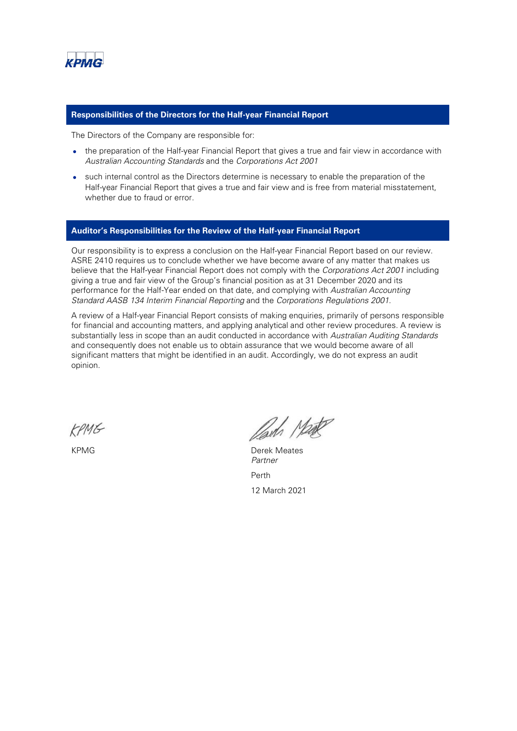## Responsibilities of the Directors for the Half-year Financial Report

The Directors of the Company are responsible for:

- the preparation of the Half-year Financial Report that gives a true and fair view in accordance with *Australian Accounting Standards* and the *Corporations Act 2001*
- such internal control as the Directors determine is necessary to enable the preparation of the Half-year Financial Report that gives a true and fair view and is free from material misstatement, whether due to fraud or error.

## Auditor's Responsibilities for the Review of the Half-year Financial Report

Our responsibility is to express a conclusion on the Half-year Financial Report based on our review. ASRE 2410 requires us to conclude whether we have become aware of any matter that makes us believe that the Half-year Financial Report does not comply with the *Corporations Act 2001* including giving a true and fair view of the Group's financial position as at 31 December 2020 and its performance for the Half-Year ended on that date, and complying with *Australian Accounting Standard AASB 134 Interim Financial Reporting* and the *Corporations Regulations 2001*.

A review of a Half-year Financial Report consists of making enquiries, primarily of persons responsible for financial and accounting matters, and applying analytical and other review procedures. A review is substantially less in scope than an audit conducted in accordance with *Australian Auditing Standards* and consequently does not enable us to obtain assurance that we would become aware of all significant matters that might be identified in an audit. Accordingly, we do not express an audit opinion.

KPMG

Derek Meates
*Partner*

Perth

12 March 2021